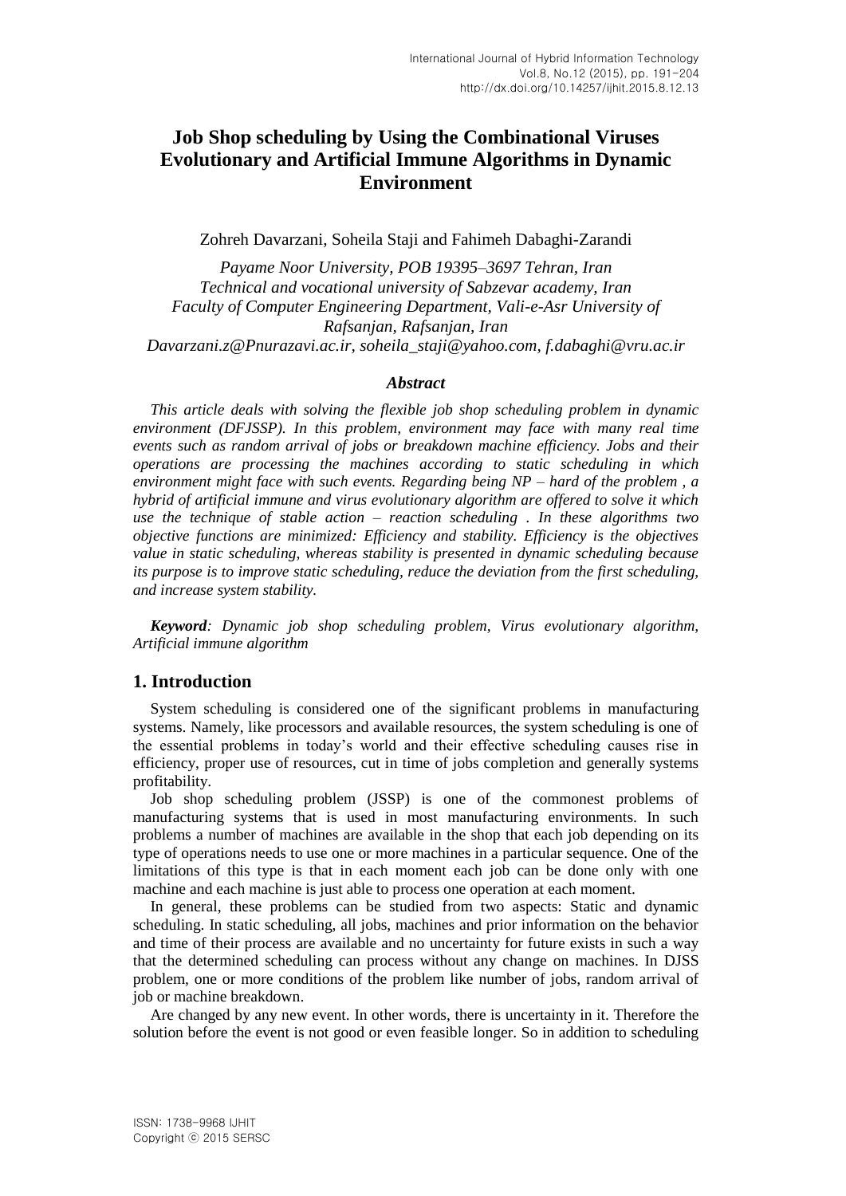# Job Shop scheduling by Using the Combinational Viruses Evolutionary and Artificial Immune Algorithms in Dynamic Environment

Zohreh Davarzani, Soheila Staji and Fahimeh Dabaghi-Zarandi

*Payame Noor University, POB 19395–3697 Tehran, Iran*
*Technical and vocational university of Sabzevar academy, Iran*
*Faculty of Computer Engineering Department, Vali-e-Asr University of Rafsanjan, Rafsanjan, Iran*
*Davarzani.z@Pnurazavi.ac.ir, soheila_staji@yahoo.com, f.dabaghi@vru.ac.ir*

### *Abstract*

*This article deals with solving the flexible job shop scheduling problem in dynamic environment (DFJSSP). In this problem, environment may face with many real time events such as random arrival of jobs or breakdown machine efficiency. Jobs and their operations are processing the machines according to static scheduling in which environment might face with such events. Regarding being NP – hard of the problem , a hybrid of artificial immune and virus evolutionary algorithm are offered to solve it which use the technique of stable action – reaction scheduling . In these algorithms two objective functions are minimized: Efficiency and stability. Efficiency is the objectives value in static scheduling, whereas stability is presented in dynamic scheduling because its purpose is to improve static scheduling, reduce the deviation from the first scheduling, and increase system stability.*

***Keyword**: Dynamic job shop scheduling problem, Virus evolutionary algorithm, Artificial immune algorithm*

## 1. Introduction

System scheduling is considered one of the significant problems in manufacturing systems. Namely, like processors and available resources, the system scheduling is one of the essential problems in today's world and their effective scheduling causes rise in efficiency, proper use of resources, cut in time of jobs completion and generally systems profitability.

Job shop scheduling problem (JSSP) is one of the commonest problems of manufacturing systems that is used in most manufacturing environments. In such problems a number of machines are available in the shop that each job depending on its type of operations needs to use one or more machines in a particular sequence. One of the limitations of this type is that in each moment each job can be done only with one machine and each machine is just able to process one operation at each moment.

In general, these problems can be studied from two aspects: Static and dynamic scheduling. In static scheduling, all jobs, machines and prior information on the behavior and time of their process are available and no uncertainty for future exists in such a way that the determined scheduling can process without any change on machines. In DJSS problem, one or more conditions of the problem like number of jobs, random arrival of job or machine breakdown.

Are changed by any new event. In other words, there is uncertainty in it. Therefore the solution before the event is not good or even feasible longer. So in addition to scheduling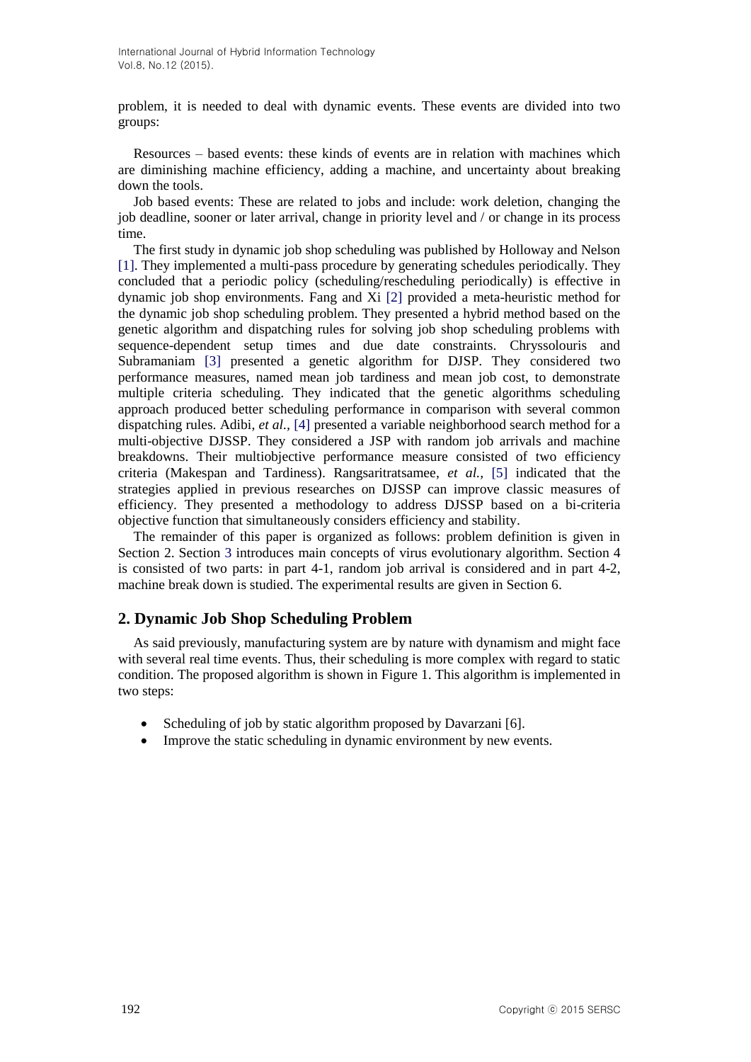problem, it is needed to deal with dynamic events. These events are divided into two groups:

Resources – based events: these kinds of events are in relation with machines which are diminishing machine efficiency, adding a machine, and uncertainty about breaking down the tools.

Job based events: These are related to jobs and include: work deletion, changing the job deadline, sooner or later arrival, change in priority level and / or change in its process time.

The first study in dynamic job shop scheduling was published by Holloway and Nelson [1]. They implemented a multi-pass procedure by generating schedules periodically. They concluded that a periodic policy (scheduling/rescheduling periodically) is effective in dynamic job shop environments. Fang and Xi [2] provided a meta-heuristic method for the dynamic job shop scheduling problem. They presented a hybrid method based on the genetic algorithm and dispatching rules for solving job shop scheduling problems with sequence-dependent setup times and due date constraints. Chryssolouris and Subramaniam [3] presented a genetic algorithm for DJSP. They considered two performance measures, named mean job tardiness and mean job cost, to demonstrate multiple criteria scheduling. They indicated that the genetic algorithms scheduling approach produced better scheduling performance in comparison with several common dispatching rules. Adibi, *et al.*, [4] presented a variable neighborhood search method for a multi-objective DJSSP. They considered a JSP with random job arrivals and machine breakdowns. Their multiobjective performance measure consisted of two efficiency criteria (Makespan and Tardiness). Rangsaritratsamee, *et al.*, [5] indicated that the strategies applied in previous researches on DJSSP can improve classic measures of efficiency. They presented a methodology to address DJSSP based on a bi-criteria objective function that simultaneously considers efficiency and stability.

The remainder of this paper is organized as follows: problem definition is given in Section 2. Section 3 introduces main concepts of virus evolutionary algorithm. Section 4 is consisted of two parts: in part 4-1, random job arrival is considered and in part 4-2, machine break down is studied. The experimental results are given in Section 6.

## 2. Dynamic Job Shop Scheduling Problem

As said previously, manufacturing system are by nature with dynamism and might face with several real time events. Thus, their scheduling is more complex with regard to static condition. The proposed algorithm is shown in Figure 1. This algorithm is implemented in two steps:

- Scheduling of job by static algorithm proposed by Davarzani [6].
- Improve the static scheduling in dynamic environment by new events.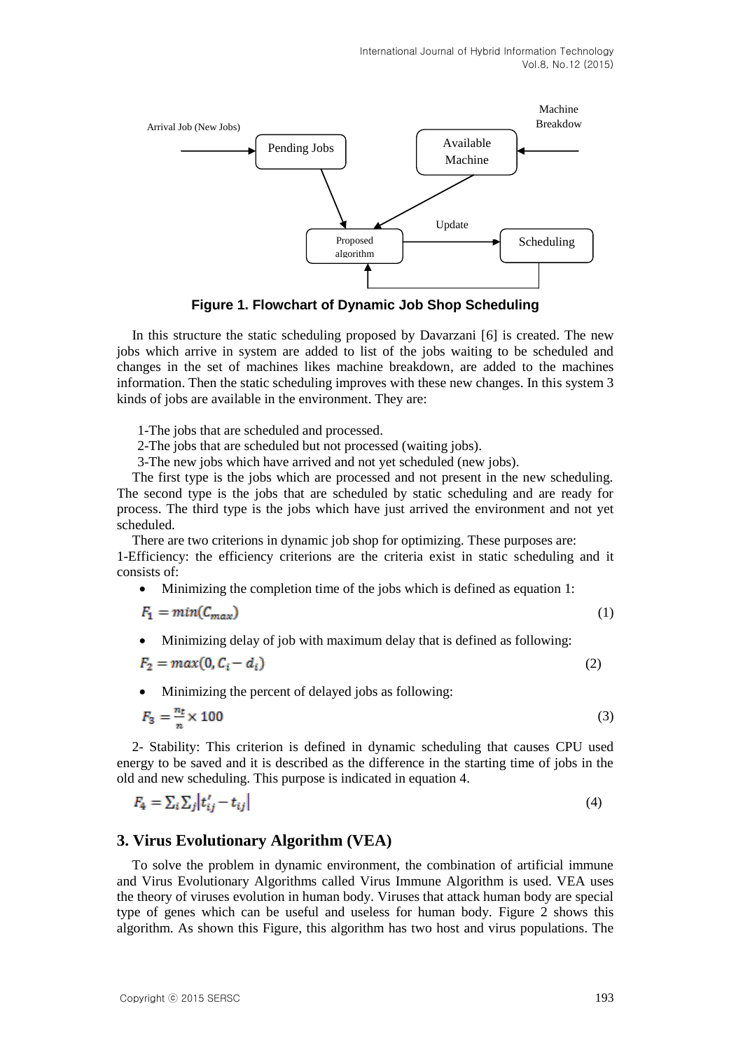Figure 1. Flowchart of Dynamic Job Shop Scheduling

In this structure the static scheduling proposed by Davarzani [6] is created. The new jobs which arrive in system are added to list of the jobs waiting to be scheduled and changes in the set of machines likes machine breakdown, are added to the machines information. Then the static scheduling improves with these new changes. In this system 3 kinds of jobs are available in the environment. They are:

1-The jobs that are scheduled and processed.
2-The jobs that are scheduled but not processed (waiting jobs).
3-The new jobs which have arrived and not yet scheduled (new jobs).

The first type is the jobs which are processed and not present in the new scheduling. The second type is the jobs that are scheduled by static scheduling and are ready for process. The third type is the jobs which have just arrived the environment and not yet scheduled.

There are two criterions in dynamic job shop for optimizing. These purposes are:
1-Efficiency: the efficiency criterions are the criteria exist in static scheduling and it consists of:

- Minimizing the completion time of the jobs which is defined as equation 1:

$$F_1 = min(C_{max}) \tag{1}$$

- Minimizing delay of job with maximum delay that is defined as following:

$$F_2 = max(0, C_i - d_i) \tag{2}$$

- Minimizing the percent of delayed jobs as following:

$$F_3 = \frac{n_t}{n} \times 100 \tag{3}$$

2- Stability: This criterion is defined in dynamic scheduling that causes CPU used energy to be saved and it is described as the difference in the starting time of jobs in the old and new scheduling. This purpose is indicated in equation 4.

$$F_4 = \sum_i \sum_j \left| t'_{ij} - t_{ij} \right| \tag{4}$$

## 3. Virus Evolutionary Algorithm (VEA)

To solve the problem in dynamic environment, the combination of artificial immune and Virus Evolutionary Algorithms called Virus Immune Algorithm is used. VEA uses the theory of viruses evolution in human body. Viruses that attack human body are special type of genes which can be useful and useless for human body. Figure 2 shows this algorithm. As shown this Figure, this algorithm has two host and virus populations. The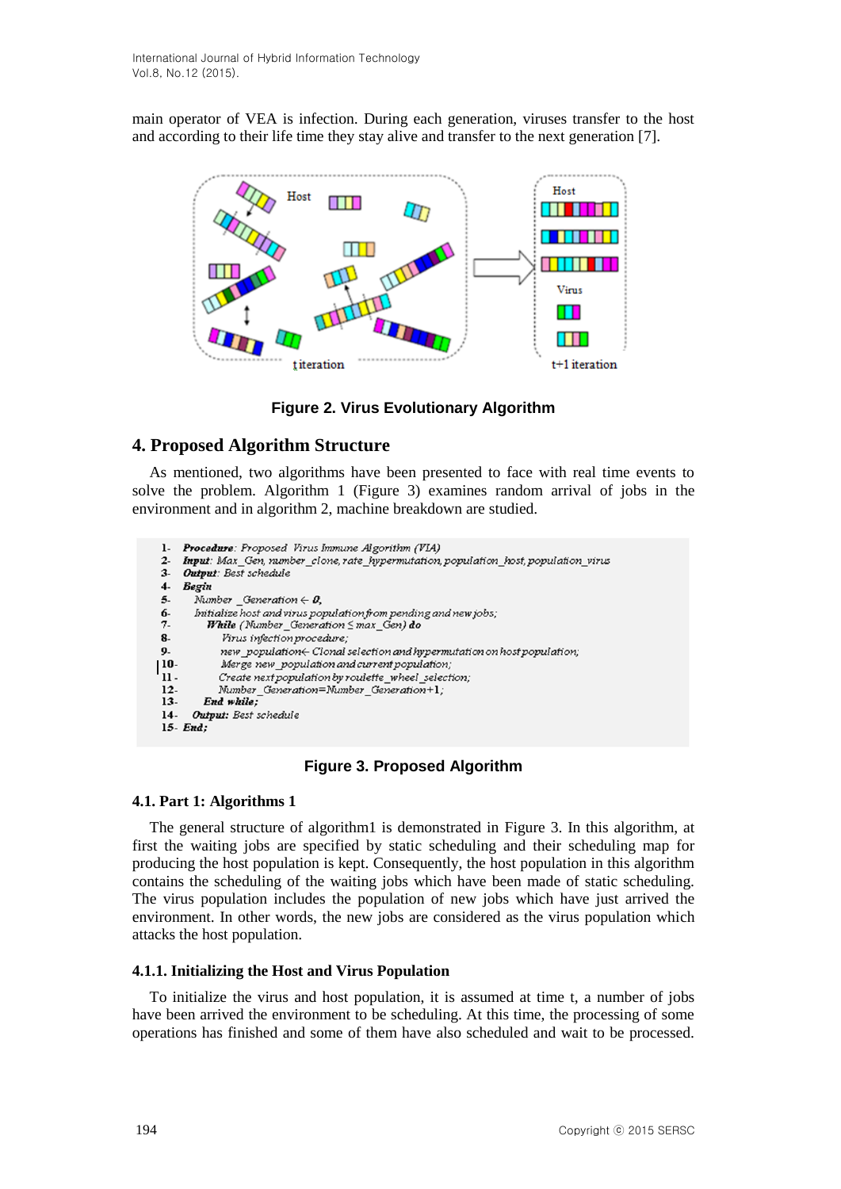main operator of VEA is infection. During each generation, viruses transfer to the host and according to their life time they stay alive and transfer to the next generation [7].

**Figure 2. Virus Evolutionary Algorithm**

## 4. Proposed Algorithm Structure

As mentioned, two algorithms have been presented to face with real time events to solve the problem. Algorithm 1 (Figure 3) examines random arrival of jobs in the environment and in algorithm 2, machine breakdown are studied.

```
1-  Procedure: Proposed Virus Immune Algorithm (VIA)
2-  Input: Max_Gen, number_clone, rate_hypermutation, population_host, population_virus
3-  Output: Best schedule
4-  Begin
5-    Number _Generation ← 0,
6-    Initialize host and virus population from pending and new jobs;
7-      While (Number_Generation ≤ max_Gen) do
8-          Virus infection procedure;
9-          new_population← Clonal selection and hypermutation on host population;
10-         Merge new_population and current population;
11-         Create next population by roulette_wheel_selection;
12-         Number_Generation=Number_Generation+1;
13-     End while;
14-   Output: Best schedule
15- End;
```

**Figure 3. Proposed Algorithm**

### 4.1. Part 1: Algorithms 1

The general structure of algorithm1 is demonstrated in Figure 3. In this algorithm, at first the waiting jobs are specified by static scheduling and their scheduling map for producing the host population is kept. Consequently, the host population in this algorithm contains the scheduling of the waiting jobs which have been made of static scheduling. The virus population includes the population of new jobs which have just arrived the environment. In other words, the new jobs are considered as the virus population which attacks the host population.

#### 4.1.1. Initializing the Host and Virus Population

To initialize the virus and host population, it is assumed at time t, a number of jobs have been arrived the environment to be scheduling. At this time, the processing of some operations has finished and some of them have also scheduled and wait to be processed.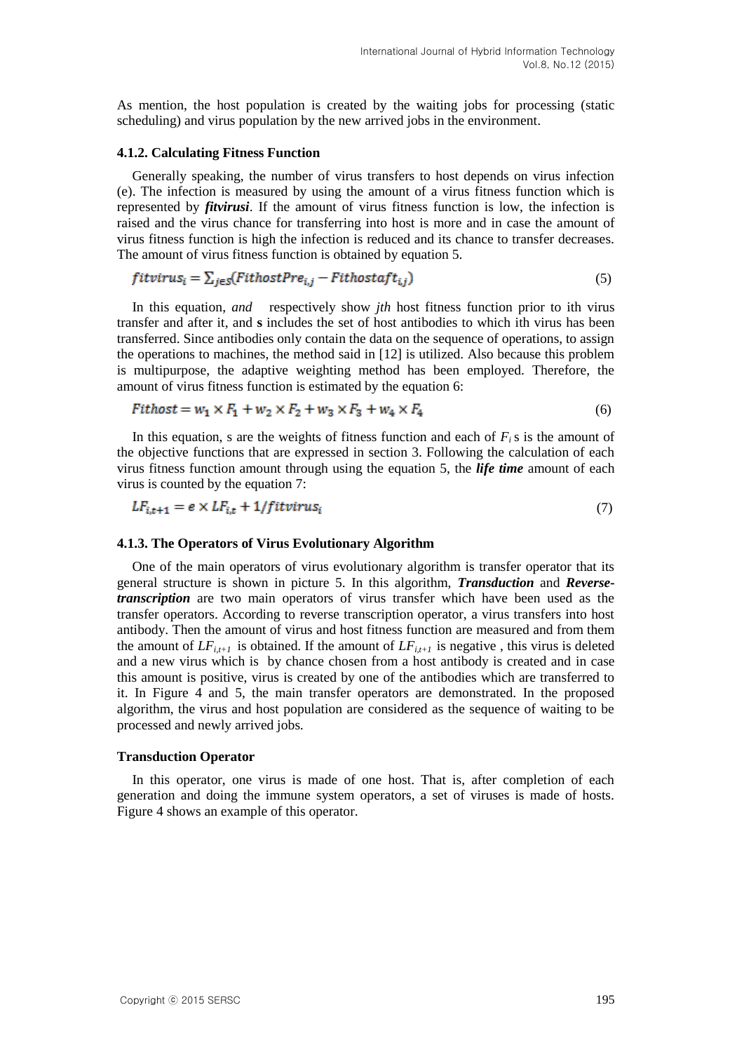As mention, the host population is created by the waiting jobs for processing (static scheduling) and virus population by the new arrived jobs in the environment.

#### 4.1.2. Calculating Fitness Function

Generally speaking, the number of virus transfers to host depends on virus infection (e). The infection is measured by using the amount of a virus fitness function which is represented by ***fitvirusi***. If the amount of virus fitness function is low, the infection is raised and the virus chance for transferring into host is more and in case the amount of virus fitness function is high the infection is reduced and its chance to transfer decreases. The amount of virus fitness function is obtained by equation 5.

$$fitvirus_i = \sum_{j \in S}(FithostPre_{i,j} - Fithostaft_{i,j}) \tag{5}$$

In this equation, *and* respectively show *jth* host fitness function prior to ith virus transfer and after it, and **s** includes the set of host antibodies to which ith virus has been transferred. Since antibodies only contain the data on the sequence of operations, to assign the operations to machines, the method said in [12] is utilized. Also because this problem is multipurpose, the adaptive weighting method has been employed. Therefore, the amount of virus fitness function is estimated by the equation 6:

$$Fithost = w_1 \times F_1 + w_2 \times F_2 + w_3 \times F_3 + w_4 \times F_4 \tag{6}$$

In this equation, s are the weights of fitness function and each of $F_i$ s is the amount of the objective functions that are expressed in section 3. Following the calculation of each virus fitness function amount through using the equation 5, the ***life time*** amount of each virus is counted by the equation 7:

$$LF_{i,t+1} = e \times LF_{i,t} + 1/fitvirus_i \tag{7}$$

#### 4.1.3. The Operators of Virus Evolutionary Algorithm

One of the main operators of virus evolutionary algorithm is transfer operator that its general structure is shown in picture 5. In this algorithm, ***Transduction*** and ***Reverse-transcription*** are two main operators of virus transfer which have been used as the transfer operators. According to reverse transcription operator, a virus transfers into host antibody. Then the amount of virus and host fitness function are measured and from them the amount of $LF_{i,t+1}$ is obtained. If the amount of $LF_{i,t+1}$ is negative , this virus is deleted and a new virus which is by chance chosen from a host antibody is created and in case this amount is positive, virus is created by one of the antibodies which are transferred to it. In Figure 4 and 5, the main transfer operators are demonstrated. In the proposed algorithm, the virus and host population are considered as the sequence of waiting to be processed and newly arrived jobs.

#### Transduction Operator

In this operator, one virus is made of one host. That is, after completion of each generation and doing the immune system operators, a set of viruses is made of hosts. Figure 4 shows an example of this operator.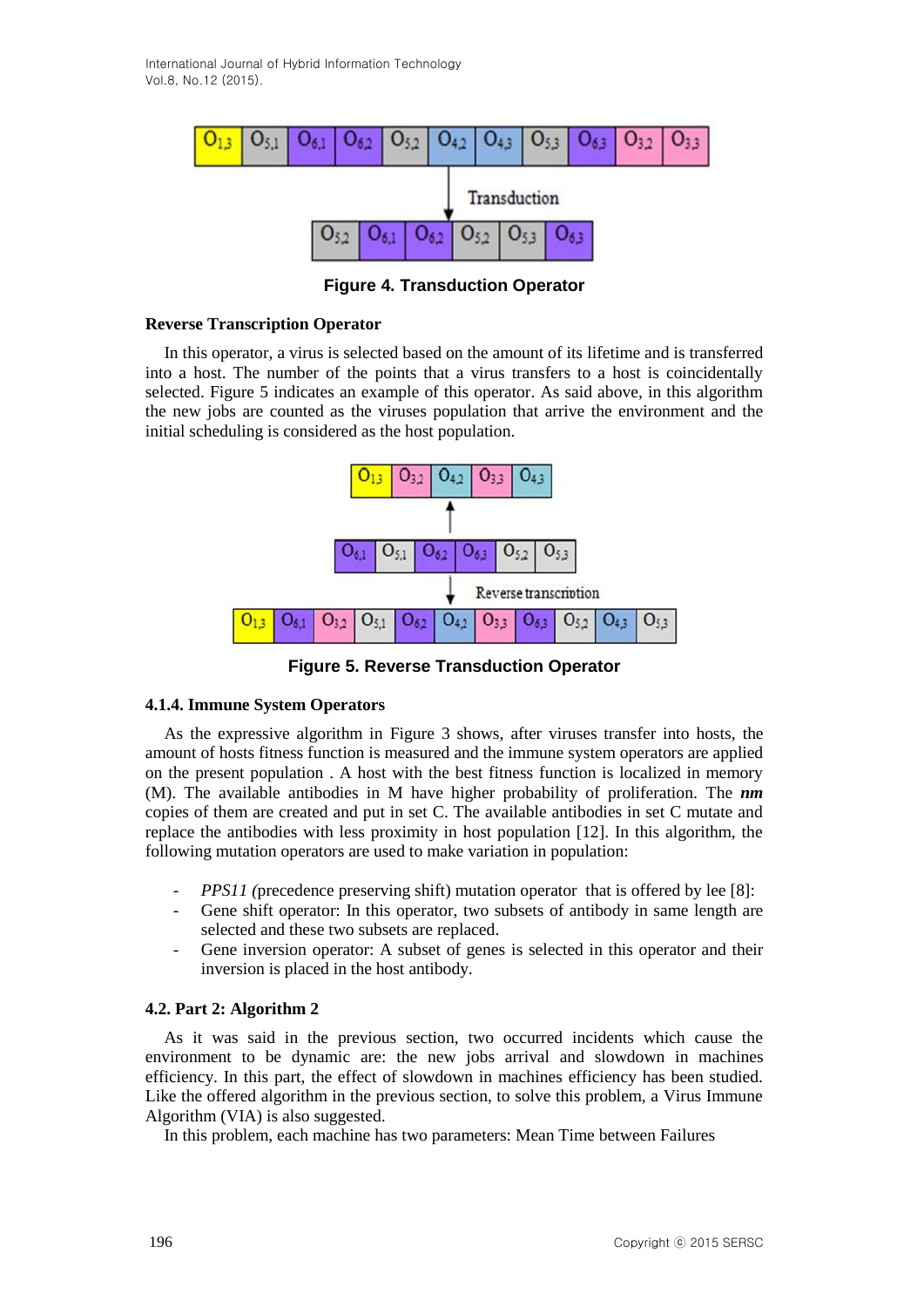| $O_{1,3}$ | $O_{5,1}$ | $O_{6,1}$ | $O_{6,2}$ | $O_{5,2}$ | $O_{4,2}$ | $O_{4,3}$ | $O_{5,3}$ | $O_{6,3}$ | $O_{3,2}$ | $O_{3,3}$ |
|---|---|---|---|---|---|---|---|---|---|---|

Transduction

| $O_{5,2}$ | $O_{6,1}$ | $O_{6,2}$ | $O_{5,2}$ | $O_{5,3}$ | $O_{6,3}$ |
|---|---|---|---|---|---|

**Figure 4. Transduction Operator**

**Reverse Transcription Operator**

In this operator, a virus is selected based on the amount of its lifetime and is transferred into a host. The number of the points that a virus transfers to a host is coincidentally selected. Figure 5 indicates an example of this operator. As said above, in this algorithm the new jobs are counted as the viruses population that arrive the environment and the initial scheduling is considered as the host population.

| $O_{1,3}$ | $O_{3,2}$ | $O_{4,2}$ | $O_{3,3}$ | $O_{4,3}$ |
|---|---|---|---|---|

| $O_{6,1}$ | $O_{5,1}$ | $O_{6,2}$ | $O_{6,3}$ | $O_{5,2}$ | $O_{5,3}$ |
|---|---|---|---|---|---|

Reverse transcription

| $O_{1,3}$ | $O_{6,1}$ | $O_{3,2}$ | $O_{5,1}$ | $O_{6,2}$ | $O_{4,2}$ | $O_{3,3}$ | $O_{6,3}$ | $O_{5,2}$ | $O_{4,3}$ | $O_{5,3}$ |
|---|---|---|---|---|---|---|---|---|---|---|

**Figure 5. Reverse Transduction Operator**

#### 4.1.4. Immune System Operators

As the expressive algorithm in Figure 3 shows, after viruses transfer into hosts, the amount of hosts fitness function is measured and the immune system operators are applied on the present population . A host with the best fitness function is localized in memory (M). The available antibodies in M have higher probability of proliferation. The ***nm*** copies of them are created and put in set C. The available antibodies in set C mutate and replace the antibodies with less proximity in host population [12]. In this algorithm, the following mutation operators are used to make variation in population:

- *PPS11 (*precedence preserving shift) mutation operator that is offered by lee [8]:
- Gene shift operator: In this operator, two subsets of antibody in same length are selected and these two subsets are replaced.
- Gene inversion operator: A subset of genes is selected in this operator and their inversion is placed in the host antibody.

### 4.2. Part 2: Algorithm 2

As it was said in the previous section, two occurred incidents which cause the environment to be dynamic are: the new jobs arrival and slowdown in machines efficiency. In this part, the effect of slowdown in machines efficiency has been studied. Like the offered algorithm in the previous section, to solve this problem, a Virus Immune Algorithm (VIA) is also suggested.

In this problem, each machine has two parameters: Mean Time between Failures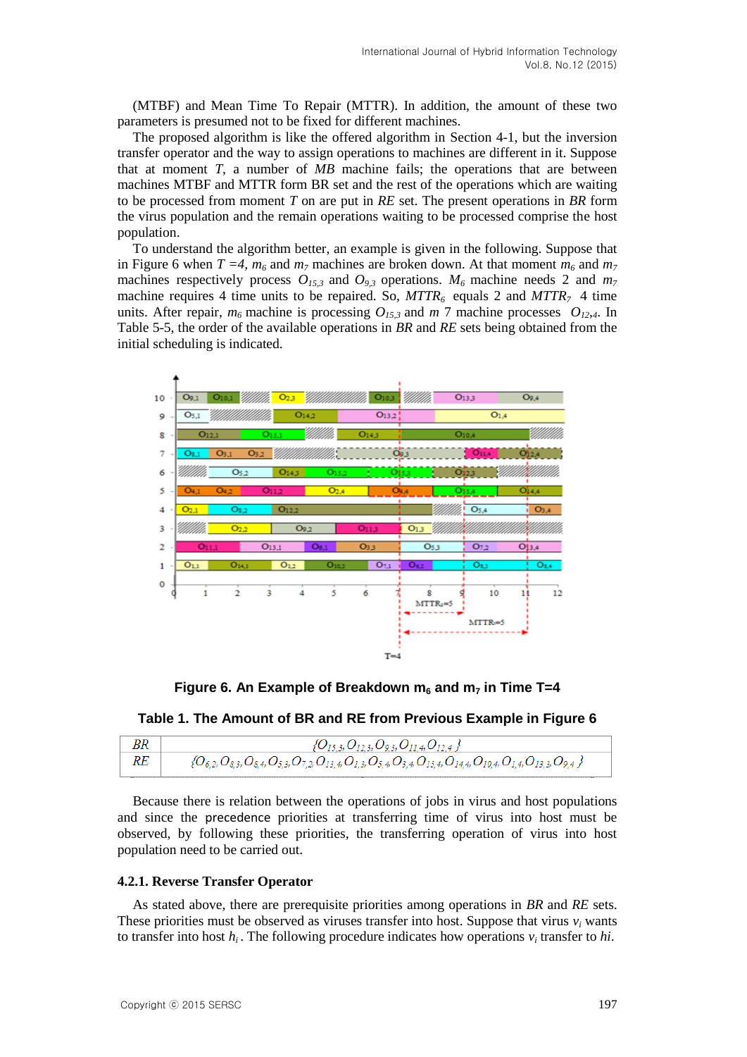(MTBF) and Mean Time To Repair (MTTR). In addition, the amount of these two parameters is presumed not to be fixed for different machines.

The proposed algorithm is like the offered algorithm in Section 4-1, but the inversion transfer operator and the way to assign operations to machines are different in it. Suppose that at moment *T*, a number of *MB* machine fails; the operations that are between machines MTBF and MTTR form BR set and the rest of the operations which are waiting to be processed from moment *T* on are put in *RE* set. The present operations in *BR* form the virus population and the remain operations waiting to be processed comprise the host population.

To understand the algorithm better, an example is given in the following. Suppose that in Figure 6 when $T=4$, $m_6$ and $m_7$ machines are broken down. At that moment $m_6$ and $m_7$ machines respectively process $O_{15,3}$ and $O_{9,3}$ operations. $M_6$ machine needs 2 and $m_7$ machine requires 4 time units to be repaired. So, $MTTR_6$ equals 2 and $MTTR_7$ 4 time units. After repair, $m_6$ machine is processing $O_{15,3}$ and $m$ 7 machine processes $O_{12,4}$. In Table 5-5, the order of the available operations in *BR* and *RE* sets being obtained from the initial scheduling is indicated.

**Figure 6. An Example of Breakdown $m_6$ and $m_7$ in Time T=4**

**Table 1. The Amount of BR and RE from Previous Example in Figure 6**

| | |
|---|---|
| *BR* | $\{O_{15,3}, O_{12,3}, O_{9,3}, O_{11,4}, O_{12,4}\}$ |
| *RE* | $\{O_{6,2}, O_{8,3}, O_{8,4}, O_{5,3}, O_{7,2}, O_{13,4}, O_{1,3}, O_{5,4}, O_{3,4}, O_{15,4}, O_{14,4}, O_{10,4}, O_{1,4}, O_{13,3}, O_{9,4}\}$ |

Because there is relation between the operations of jobs in virus and host populations and since the precedence priorities at transferring time of virus into host must be observed, by following these priorities, the transferring operation of virus into host population need to be carried out.

### 4.2.1. Reverse Transfer Operator

As stated above, there are prerequisite priorities among operations in *BR* and *RE* sets. These priorities must be observed as viruses transfer into host. Suppose that virus $v_i$ wants to transfer into host $h_i$. The following procedure indicates how operations $v_i$ transfer to $hi$.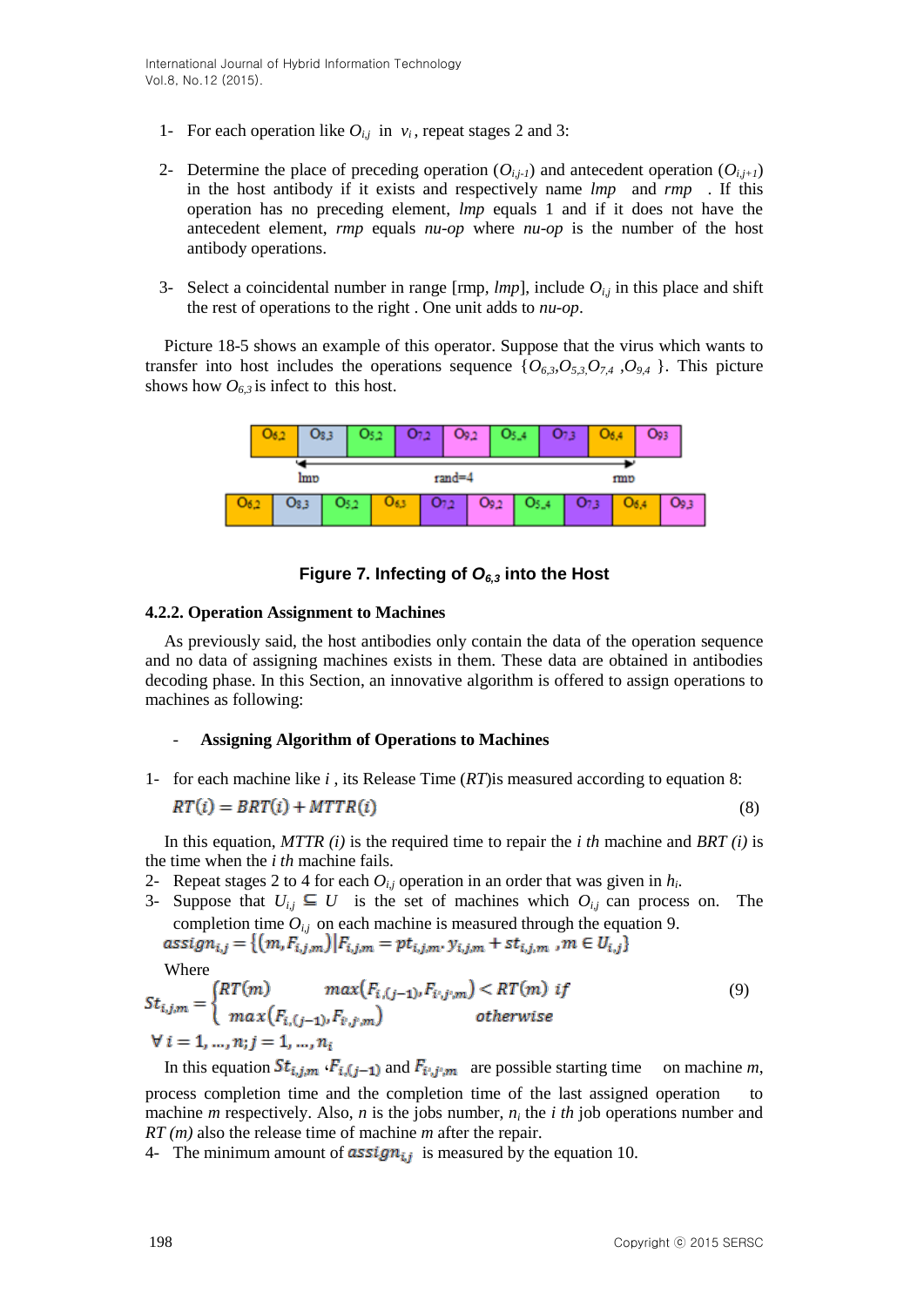1- For each operation like $O_{i,j}$ in $v_i$, repeat stages 2 and 3:

2- Determine the place of preceding operation ($O_{i,j-1}$) and antecedent operation ($O_{i,j+1}$) in the host antibody if it exists and respectively name *lmp* and *rmp*. If this operation has no preceding element, *lmp* equals 1 and if it does not have the antecedent element, *rmp* equals *nu-op* where *nu-op* is the number of the host antibody operations.

3- Select a coincidental number in range [rmp, *lmp*], include $O_{i,j}$ in this place and shift the rest of operations to the right . One unit adds to *nu-op*.

Picture 18-5 shows an example of this operator. Suppose that the virus which wants to transfer into host includes the operations sequence $\{O_{6,3}, O_{5,3}, O_{7,4}, O_{9,4}\}$. This picture shows how $O_{6,3}$ is infect to this host.

| O6,2 | O8,3 | O5,2 | O7,2 | O9,2 | O5,4 | O7,3 | O6,4 | O9,3 |
| --- | --- | --- | --- | --- | --- | --- | --- | --- |

lmp rand=4 rmp

| O6,2 | O8,3 | O5,2 | O6,3 | O7,2 | O9,2 | O5,4 | O7,3 | O6,4 | O9,3 |
| --- | --- | --- | --- | --- | --- | --- | --- | --- | --- |

**Figure 7. Infecting of $O_{6,3}$ into the Host**

#### 4.2.2. Operation Assignment to Machines

As previously said, the host antibodies only contain the data of the operation sequence and no data of assigning machines exists in them. These data are obtained in antibodies decoding phase. In this Section, an innovative algorithm is offered to assign operations to machines as following:

- **Assigning Algorithm of Operations to Machines**

1- for each machine like $i$ , its Release Time (*RT*)is measured according to equation 8:

$$RT(i) = BRT(i) + MTTR(i) \tag{8}$$

In this equation, *MTTR (i)* is the required time to repair the *i th* machine and *BRT (i)* is the time when the *i th* machine fails.

2- Repeat stages 2 to 4 for each $O_{i,j}$ operation in an order that was given in $h_i$.

3- Suppose that $U_{i,j} \subseteq U$ is the set of machines which $O_{i,j}$ can process on. The completion time $O_{i,j}$ on each machine is measured through the equation 9.

$$assign_{i,j} = \{(m, F_{i,j,m}) | F_{i,j,m} = pt_{i,j,m} \cdot y_{i,j,m} + st_{i,j,m} \text{ , } m \in U_{i,j}\}$$

Where

$$St_{i,j,m} = \begin{cases} RT(m) & max(F_{i,(j-1)}, F_{i',j',m}) < RT(m) \text{ if} \\ max(F_{i,(j-1)}, F_{i',j',m}) & otherwise \end{cases} \tag{9}$$

$$\forall\, i = 1, \ldots, n; j = 1, \ldots, n_i$$

In this equation $St_{i,j,m}$ ,$F_{i,(j-1)}$ and $F_{i',j',m}$ are possible starting time on machine *m*, process completion time and the completion time of the last assigned operation to machine *m* respectively. Also, *n* is the jobs number, $n_i$ the *i th* job operations number and *RT (m)* also the release time of machine *m* after the repair.

4- The minimum amount of $assign_{i,j}$ is measured by the equation 10.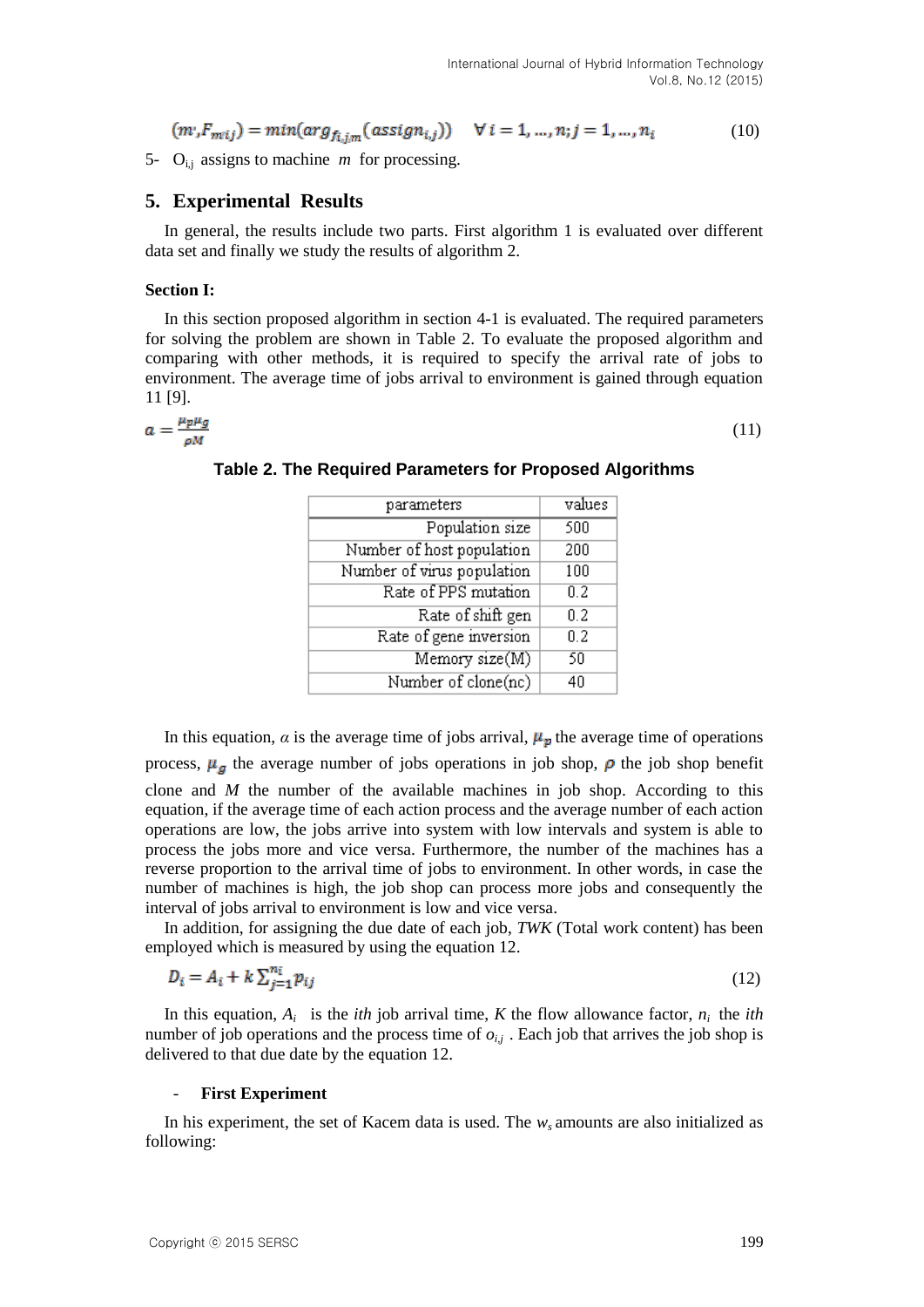$$(m',F_{m'ij}) = min(arg_{f_{i,j,m}}(assign_{i,j})) \quad \forall i = 1,\dots,n; j = 1,\dots,n_i \tag{10}$$

5- $O_{i,j}$ assigns to machine $m$ for processing.

## 5. Experimental Results

In general, the results include two parts. First algorithm 1 is evaluated over different data set and finally we study the results of algorithm 2.

**Section I:**

In this section proposed algorithm in section 4-1 is evaluated. The required parameters for solving the problem are shown in Table 2. To evaluate the proposed algorithm and comparing with other methods, it is required to specify the arrival rate of jobs to environment. The average time of jobs arrival to environment is gained through equation 11 [9].

$$a = \frac{\mu_p \mu_g}{\rho M} \tag{11}$$

**Table 2. The Required Parameters for Proposed Algorithms**

| parameters | values |
|---|---|
| Population size | 500 |
| Number of host population | 200 |
| Number of virus population | 100 |
| Rate of PPS mutation | 0.2 |
| Rate of shift gen | 0.2 |
| Rate of gene inversion | 0.2 |
| Memory size(M) | 50 |
| Number of clone(nc) | 40 |

In this equation, $\alpha$ is the average time of jobs arrival, $\mu_p$ the average time of operations process, $\mu_g$ the average number of jobs operations in job shop, $\rho$ the job shop benefit clone and $M$ the number of the available machines in job shop. According to this equation, if the average time of each action process and the average number of each action operations are low, the jobs arrive into system with low intervals and system is able to process the jobs more and vice versa. Furthermore, the number of the machines has a reverse proportion to the arrival time of jobs to environment. In other words, in case the number of machines is high, the job shop can process more jobs and consequently the interval of jobs arrival to environment is low and vice versa.

In addition, for assigning the due date of each job, *TWK* (Total work content) has been employed which is measured by using the equation 12.

$$D_i = A_i + k\sum_{j=1}^{n_i} p_{ij} \tag{12}$$

In this equation, $A_i$ is the *ith* job arrival time, $K$ the flow allowance factor, $n_i$ the *ith* number of job operations and the process time of $o_{i,j}$ . Each job that arrives the job shop is delivered to that due date by the equation 12.

- **First Experiment**

In his experiment, the set of Kacem data is used. The $w_s$ amounts are also initialized as following: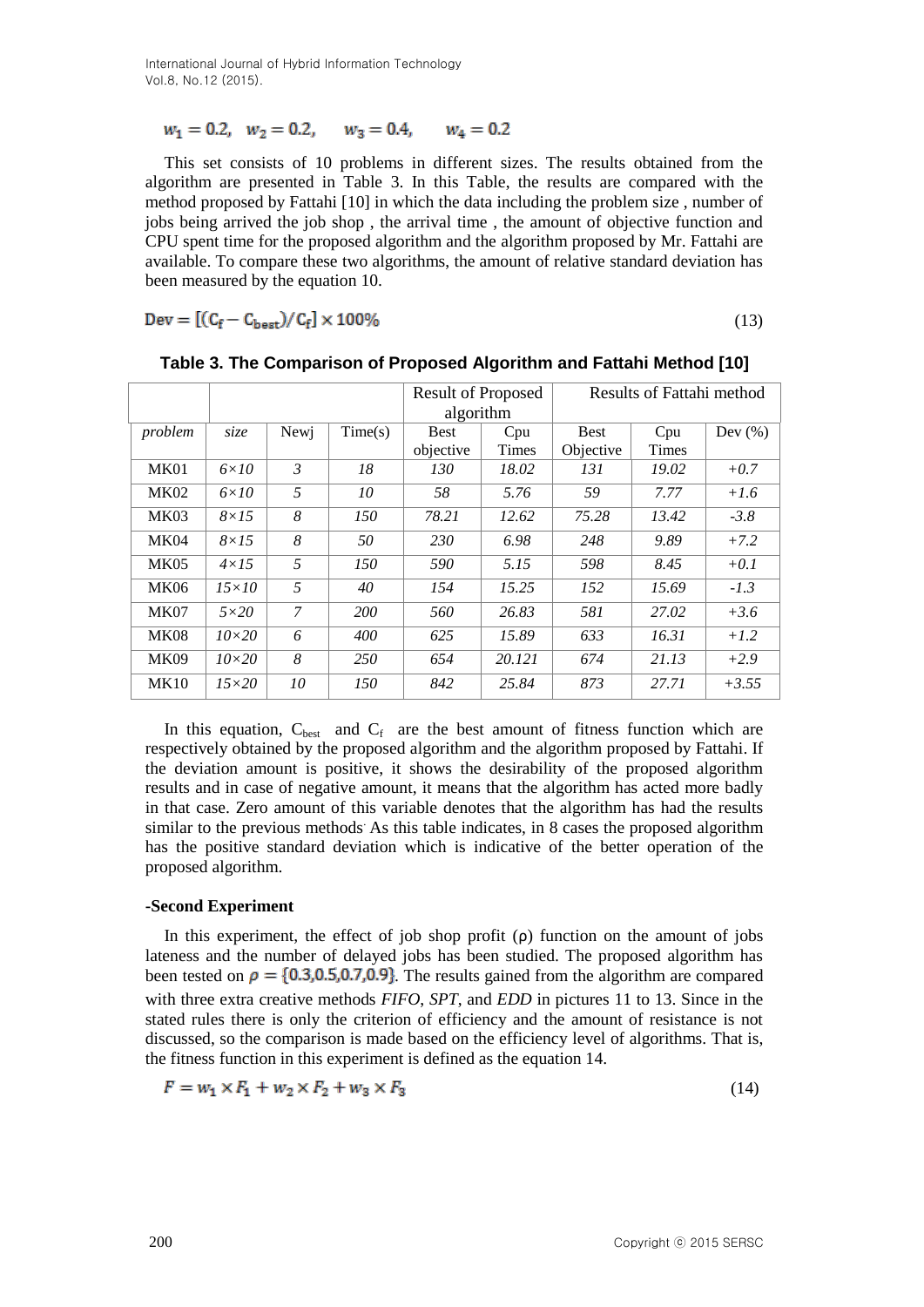$$w_1 = 0.2, \quad w_2 = 0.2, \qquad w_3 = 0.4, \qquad w_4 = 0.2$$

This set consists of 10 problems in different sizes. The results obtained from the algorithm are presented in Table 3. In this Table, the results are compared with the method proposed by Fattahi [10] in which the data including the problem size , number of jobs being arrived the job shop , the arrival time , the amount of objective function and CPU spent time for the proposed algorithm and the algorithm proposed by Mr. Fattahi are available. To compare these two algorithms, the amount of relative standard deviation has been measured by the equation 10.

$$\text{Dev} = [(C_f - C_{best})/C_f] \times 100\% \tag{13}$$

**Table 3. The Comparison of Proposed Algorithm and Fattahi Method [10]**

| | | | | Result of Proposed algorithm | | Results of Fattahi method | | |
|---|---|---|---|---|---|---|---|---|
| *problem* | *size* | Newj | Time(s) | Best objective | Cpu Times | Best Objective | Cpu Times | Dev (%) |
| MK01 | *6×10* | *3* | *18* | *130* | *18.02* | *131* | *19.02* | *+0.7* |
| MK02 | *6×10* | *5* | *10* | *58* | *5.76* | *59* | *7.77* | *+1.6* |
| MK03 | *8×15* | *8* | *150* | *78.21* | *12.62* | *75.28* | *13.42* | *-3.8* |
| MK04 | *8×15* | *8* | *50* | *230* | *6.98* | *248* | *9.89* | *+7.2* |
| MK05 | *4×15* | *5* | *150* | *590* | *5.15* | *598* | *8.45* | *+0.1* |
| MK06 | *15×10* | *5* | *40* | *154* | *15.25* | *152* | *15.69* | *-1.3* |
| MK07 | *5×20* | *7* | *200* | *560* | *26.83* | *581* | *27.02* | *+3.6* |
| MK08 | *10×20* | *6* | *400* | *625* | *15.89* | *633* | *16.31* | *+1.2* |
| MK09 | *10×20* | *8* | *250* | *654* | *20.121* | *674* | *21.13* | *+2.9* |
| MK10 | *15×20* | *10* | *150* | *842* | *25.84* | *873* | *27.71* | *+3.55* |

In this equation, $C_{best}$ and $C_f$ are the best amount of fitness function which are respectively obtained by the proposed algorithm and the algorithm proposed by Fattahi. If the deviation amount is positive, it shows the desirability of the proposed algorithm results and in case of negative amount, it means that the algorithm has acted more badly in that case. Zero amount of this variable denotes that the algorithm has had the results similar to the previous methods. As this table indicates, in 8 cases the proposed algorithm has the positive standard deviation which is indicative of the better operation of the proposed algorithm.

**-Second Experiment**

In this experiment, the effect of job shop profit ($\rho$) function on the amount of jobs lateness and the number of delayed jobs has been studied. The proposed algorithm has been tested on $\rho = \{0.3, 0.5, 0.7, 0.9\}$. The results gained from the algorithm are compared with three extra creative methods *FIFO*, *SPT*, and *EDD* in pictures 11 to 13. Since in the stated rules there is only the criterion of efficiency and the amount of resistance is not discussed, so the comparison is made based on the efficiency level of algorithms. That is, the fitness function in this experiment is defined as the equation 14.

$$F = w_1 \times F_1 + w_2 \times F_2 + w_3 \times F_3 \tag{14}$$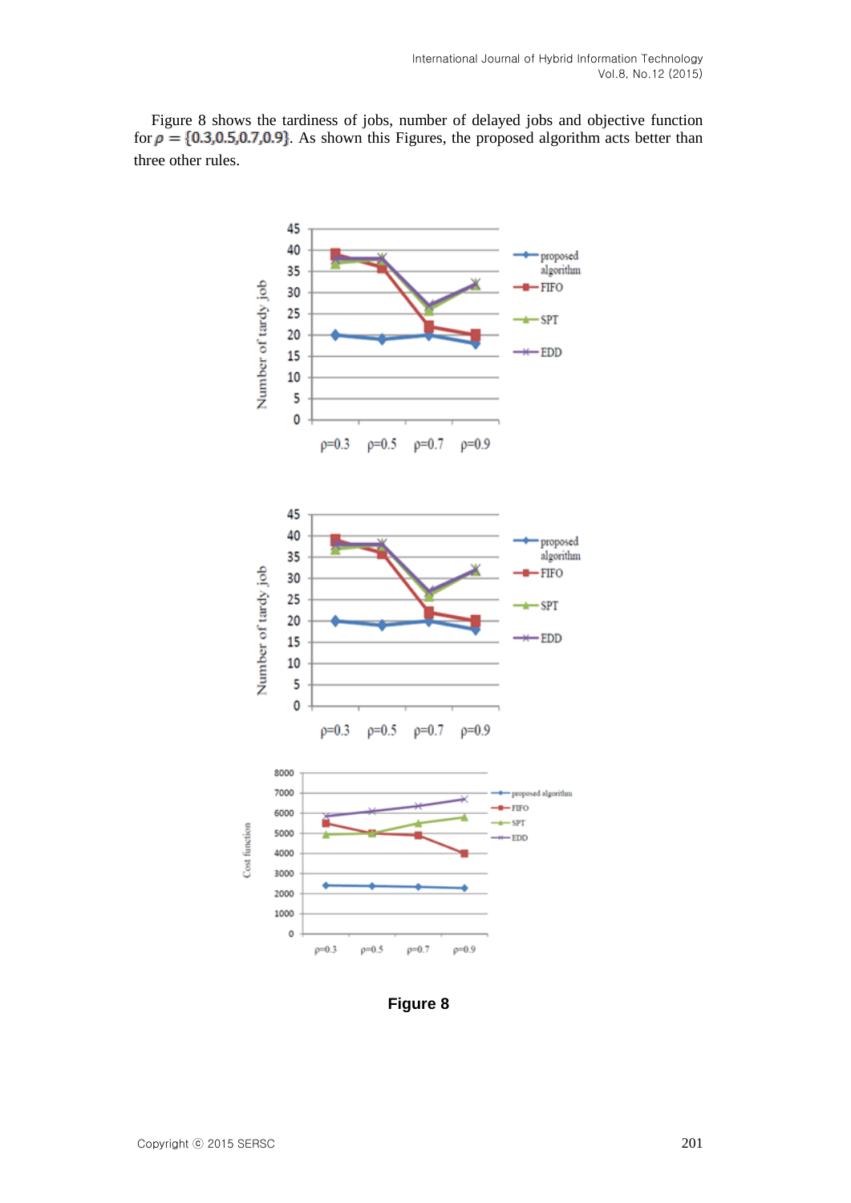Figure 8 shows the tardiness of jobs, number of delayed jobs and objective function for $\rho = \{0.3, 0.5, 0.7, 0.9\}$. As shown this Figures, the proposed algorithm acts better than three other rules.

**Figure 8**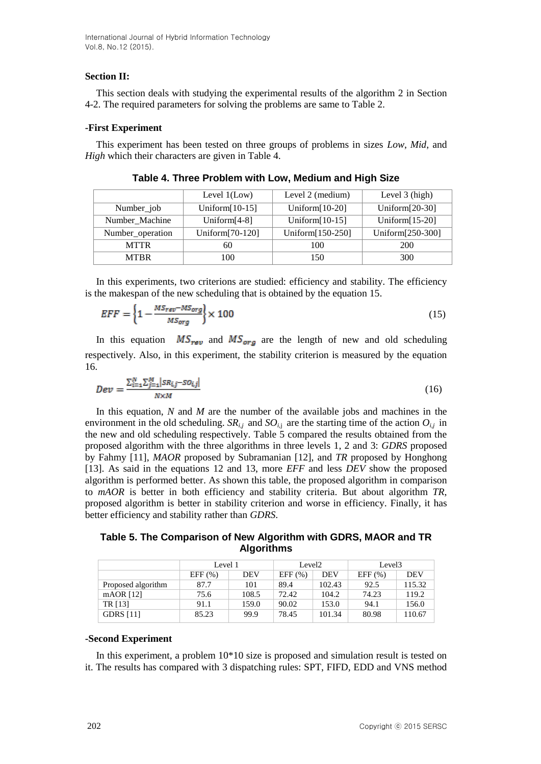**Section II:**

This section deals with studying the experimental results of the algorithm 2 in Section 4-2. The required parameters for solving the problems are same to Table 2.

**-First Experiment**

This experiment has been tested on three groups of problems in sizes *Low*, *Mid*, and *High* which their characters are given in Table 4.

**Table 4. Three Problem with Low, Medium and High Size**

| | Level 1(Low) | Level 2 (medium) | Level 3 (high) |
|---|---|---|---|
| Number_job | Uniform[10-15] | Uniform[10-20] | Uniform[20-30] |
| Number_Machine | Uniform[4-8] | Uniform[10-15] | Uniform[15-20] |
| Number_operation | Uniform[70-120] | Uniform[150-250] | Uniform[250-300] |
| MTTR | 60 | 100 | 200 |
| MTBR | 100 | 150 | 300 |

In this experiments, two criterions are studied: efficiency and stability. The efficiency is the makespan of the new scheduling that is obtained by the equation 15.

$$EFF = \left\{1 - \frac{MS_{rev} - MS_{org}}{MS_{org}}\right\} \times 100 \tag{15}$$

In this equation $MS_{rev}$ and $MS_{org}$ are the length of new and old scheduling respectively. Also, in this experiment, the stability criterion is measured by the equation 16.

$$Dev = \frac{\sum_{i=1}^{N}\sum_{j=1}^{M}\left|SR_{i,j} - SO_{i,j}\right|}{N \times M} \tag{16}$$

In this equation, $N$ and $M$ are the number of the available jobs and machines in the environment in the old scheduling. $SR_{i,j}$ and $SO_{i,j}$ are the starting time of the action $O_{i,j}$ in the new and old scheduling respectively. Table 5 compared the results obtained from the proposed algorithm with the three algorithms in three levels 1, 2 and 3: *GDRS* proposed by Fahmy [11], *MAOR* proposed by Subramanian [12], and *TR* proposed by Honghong [13]. As said in the equations 12 and 13, more *EFF* and less *DEV* show the proposed algorithm is performed better. As shown this table, the proposed algorithm in comparison to *mAOR* is better in both efficiency and stability criteria. But about algorithm *TR*, proposed algorithm is better in stability criterion and worse in efficiency. Finally, it has better efficiency and stability rather than *GDRS*.

**Table 5. The Comparison of New Algorithm with GDRS, MAOR and TR Algorithms**

| | Level 1 | | Level2 | | Level3 | |
|---|---|---|---|---|---|---|
| | EFF (%) | DEV | EFF (%) | DEV | EFF (%) | DEV |
| Proposed algorithm | 87.7 | 101 | 89.4 | 102.43 | 92.5 | 115.32 |
| mAOR [12] | 75.6 | 108.5 | 72.42 | 104.2 | 74.23 | 119.2 |
| TR [13] | 91.1 | 159.0 | 90.02 | 153.0 | 94.1 | 156.0 |
| GDRS [11] | 85.23 | 99.9 | 78.45 | 101.34 | 80.98 | 110.67 |

**-Second Experiment**

In this experiment, a problem 10*10 size is proposed and simulation result is tested on it. The results has compared with 3 dispatching rules: SPT, FIFD, EDD and VNS method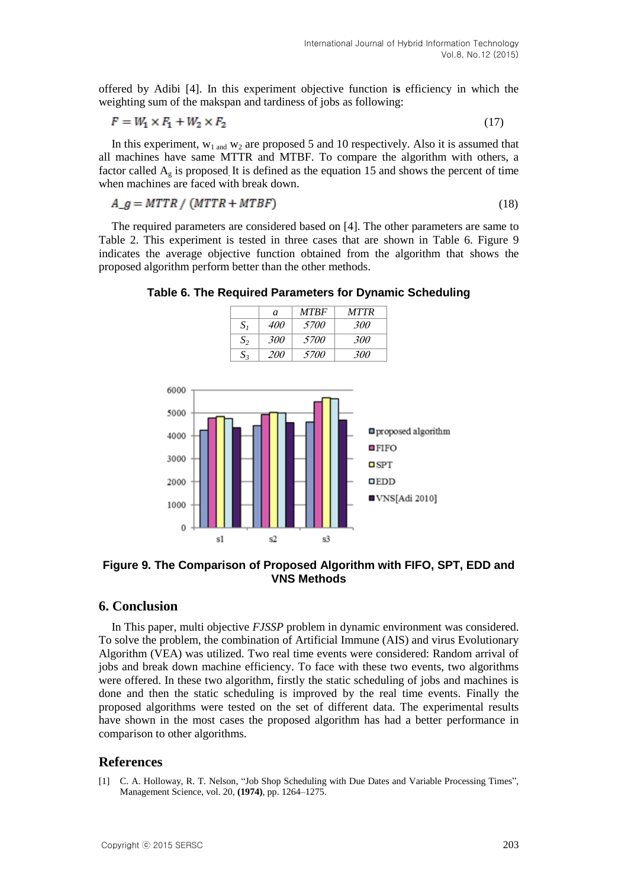offered by Adibi [4]. In this experiment objective function is efficiency in which the weighting sum of the makspan and tardiness of jobs as following:

$$F = W_1 \times F_1 + W_2 \times F_2 \tag{17}$$

In this experiment, $w_1$ and $w_2$ are proposed 5 and 10 respectively. Also it is assumed that all machines have same MTTR and MTBF. To compare the algorithm with others, a factor called $A_g$ is proposed. It is defined as the equation 15 and shows the percent of time when machines are faced with break down.

$$A\_g = MTTR \,/\, (MTTR + MTBF) \tag{18}$$

The required parameters are considered based on [4]. The other parameters are same to Table 2. This experiment is tested in three cases that are shown in Table 6. Figure 9 indicates the average objective function obtained from the algorithm that shows the proposed algorithm perform better than the other methods.

**Table 6. The Required Parameters for Dynamic Scheduling**

| | *a* | *MTBF* | *MTTR* |
|---|---|---|---|
| $S_1$ | *400* | *5700* | *300* |
| $S_2$ | *300* | *5700* | *300* |
| $S_3$ | *200* | *5700* | *300* |

**Figure 9. The Comparison of Proposed Algorithm with FIFO, SPT, EDD and VNS Methods**

## 6. Conclusion

In This paper, multi objective *FJSSP* problem in dynamic environment was considered. To solve the problem, the combination of Artificial Immune (AIS) and virus Evolutionary Algorithm (VEA) was utilized. Two real time events were considered: Random arrival of jobs and break down machine efficiency. To face with these two events, two algorithms were offered. In these two algorithm, firstly the static scheduling of jobs and machines is done and then the static scheduling is improved by the real time events. Finally the proposed algorithms were tested on the set of different data. The experimental results have shown in the most cases the proposed algorithm has had a better performance in comparison to other algorithms.

## References

[1] C. A. Holloway, R. T. Nelson, "Job Shop Scheduling with Due Dates and Variable Processing Times", Management Science, vol. 20, **(1974)**, pp. 1264–1275.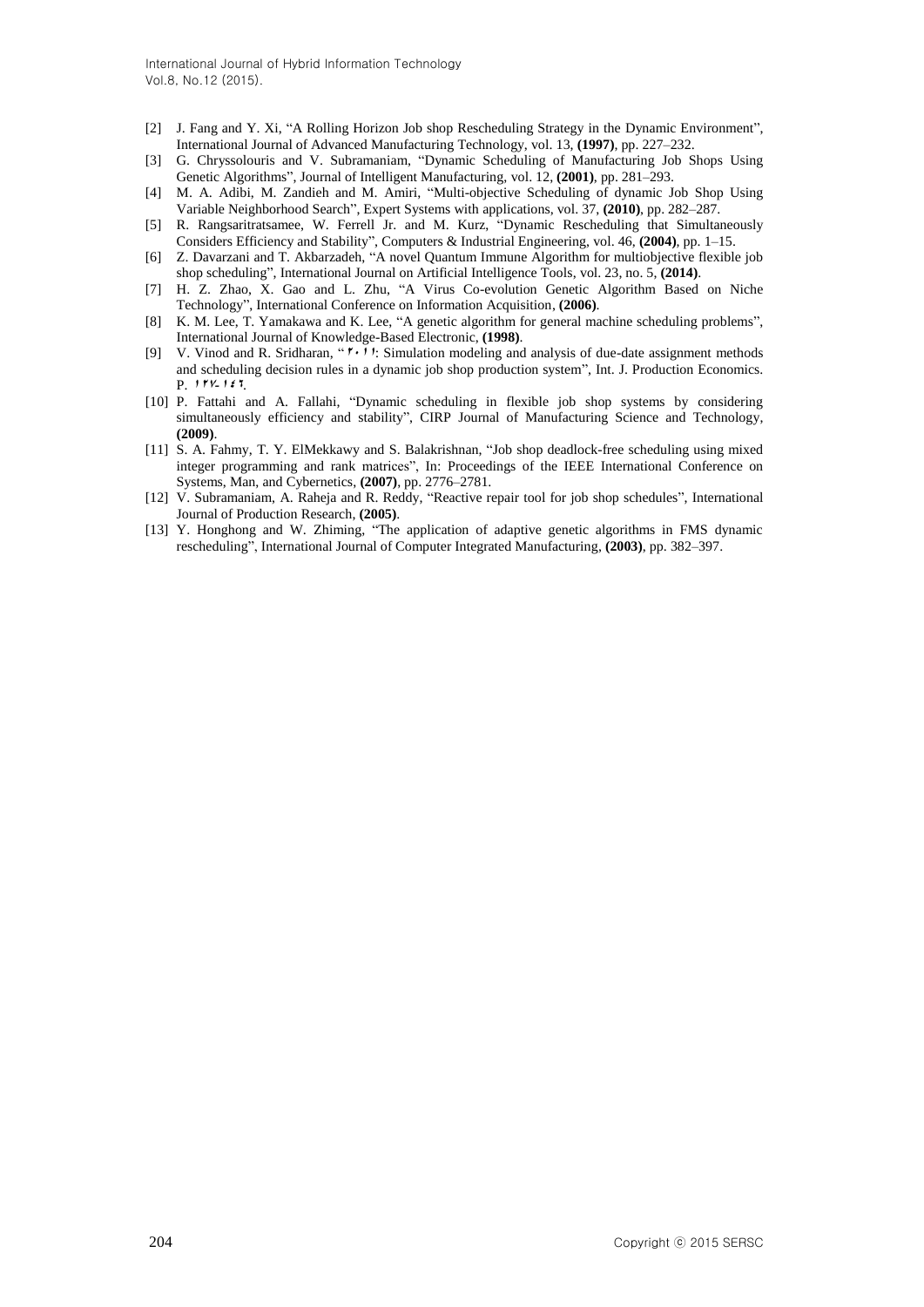[2] J. Fang and Y. Xi, "A Rolling Horizon Job shop Rescheduling Strategy in the Dynamic Environment", International Journal of Advanced Manufacturing Technology, vol. 13, **(1997)**, pp. 227–232.

[3] G. Chryssolouris and V. Subramaniam, "Dynamic Scheduling of Manufacturing Job Shops Using Genetic Algorithms", Journal of Intelligent Manufacturing, vol. 12, **(2001)**, pp. 281–293.

[4] M. A. Adibi, M. Zandieh and M. Amiri, "Multi-objective Scheduling of dynamic Job Shop Using Variable Neighborhood Search", Expert Systems with applications, vol. 37, **(2010)**, pp. 282–287.

[5] R. Rangsaritratsamee, W. Ferrell Jr. and M. Kurz, "Dynamic Rescheduling that Simultaneously Considers Efficiency and Stability", Computers & Industrial Engineering, vol. 46, **(2004)**, pp. 1–15.

[6] Z. Davarzani and T. Akbarzadeh, "A novel Quantum Immune Algorithm for multiobjective flexible job shop scheduling", International Journal on Artificial Intelligence Tools, vol. 23, no. 5, **(2014)**.

[7] H. Z. Zhao, X. Gao and L. Zhu, "A Virus Co-evolution Genetic Algorithm Based on Niche Technology", International Conference on Information Acquisition, **(2006)**.

[8] K. M. Lee, T. Yamakawa and K. Lee, "A genetic algorithm for general machine scheduling problems", International Journal of Knowledge-Based Electronic, **(1998)**.

[9] V. Vinod and R. Sridharan, "۲۰۱۱: Simulation modeling and analysis of due-date assignment methods and scheduling decision rules in a dynamic job shop production system", Int. J. Production Economics. P. ۱۲۷-۱۴۶.

[10] P. Fattahi and A. Fallahi, "Dynamic scheduling in flexible job shop systems by considering simultaneously efficiency and stability", CIRP Journal of Manufacturing Science and Technology, **(2009)**.

[11] S. A. Fahmy, T. Y. ElMekkawy and S. Balakrishnan, "Job shop deadlock-free scheduling using mixed integer programming and rank matrices", In: Proceedings of the IEEE International Conference on Systems, Man, and Cybernetics, **(2007)**, pp. 2776–2781.

[12] V. Subramaniam, A. Raheja and R. Reddy, "Reactive repair tool for job shop schedules", International Journal of Production Research, **(2005)**.

[13] Y. Honghong and W. Zhiming, "The application of adaptive genetic algorithms in FMS dynamic rescheduling", International Journal of Computer Integrated Manufacturing, **(2003)**, pp. 382–397.